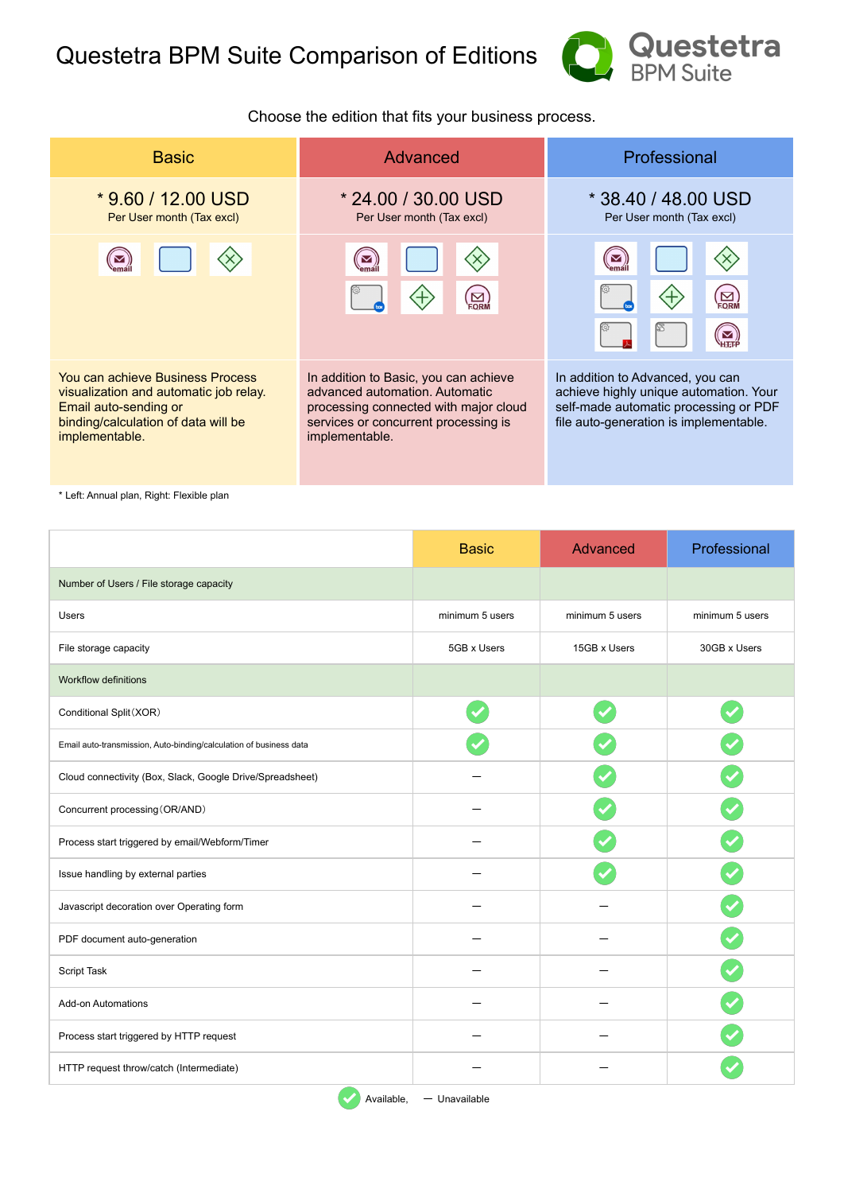# Questetra BPM Suite Comparison of Editions

Questetra BPM Suite

Choose the edition that fits your business process.

| Basic | Advanced | Professional |
|---|---|---|
| * 9.60 / 12.00 USD<br>Per User month (Tax excl) | * 24.00 / 30.00 USD<br>Per User month (Tax excl) | * 38.40 / 48.00 USD<br>Per User month (Tax excl) |
| You can achieve Business Process visualization and automatic job relay. Email auto-sending or binding/calculation of data will be implementable. | In addition to Basic, you can achieve advanced automation. Automatic processing connected with major cloud services or concurrent processing is implementable. | In addition to Advanced, you can achieve highly unique automation. Your self-made automatic processing or PDF file auto-generation is implementable. |

* Left: Annual plan, Right: Flexible plan

| | Basic | Advanced | Professional |
|---|---|---|---|
| **Number of Users / File storage capacity** | | | |
| Users | minimum 5 users | minimum 5 users | minimum 5 users |
| File storage capacity | 5GB x Users | 15GB x Users | 30GB x Users |
| **Workflow definitions** | | | |
| Conditional Split（XOR） | ✓ | ✓ | ✓ |
| Email auto-transmission, Auto-binding/calculation of business data | ✓ | ✓ | ✓ |
| Cloud connectivity (Box, Slack, Google Drive/Spreadsheet) | — | ✓ | ✓ |
| Concurrent processing（OR/AND） | — | ✓ | ✓ |
| Process start triggered by email/Webform/Timer | — | ✓ | ✓ |
| Issue handling by external parties | — | ✓ | ✓ |
| Javascript decoration over Operating form | — | — | ✓ |
| PDF document auto-generation | — | — | ✓ |
| Script Task | — | — | ✓ |
| Add-on Automations | — | — | ✓ |
| Process start triggered by HTTP request | — | — | ✓ |
| HTTP request throw/catch (Intermediate) | — | — | ✓ |

✓ Available, — Unavailable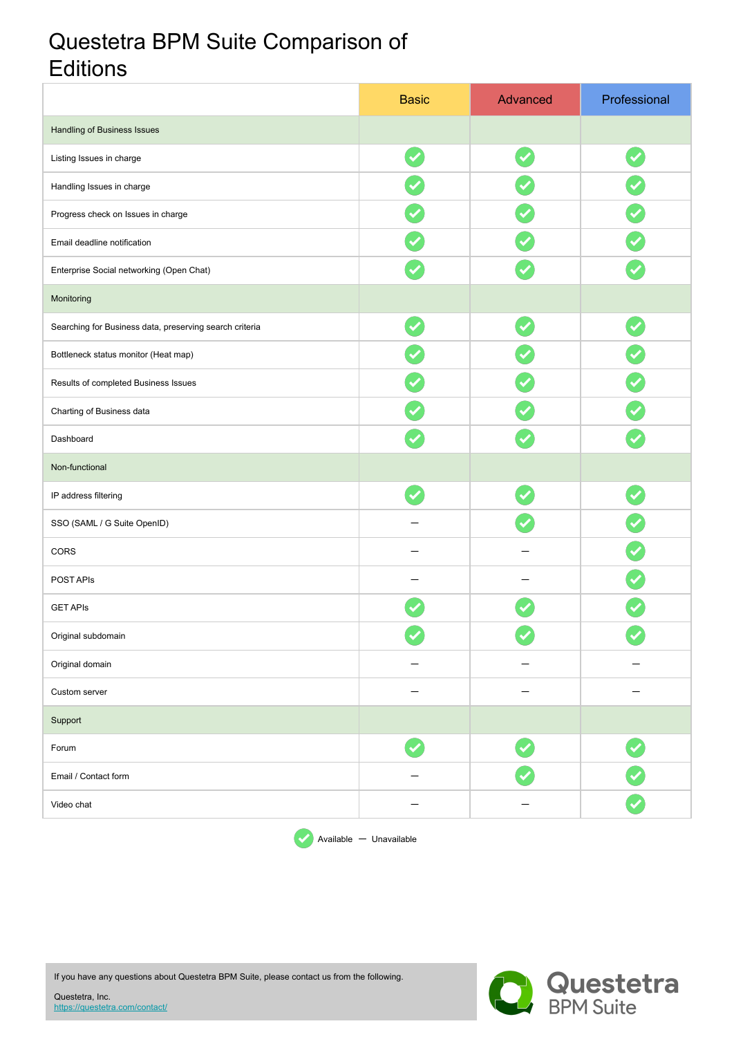# Questetra BPM Suite Comparison of Editions

| | Basic | Advanced | Professional |
|---|---|---|---|
| Handling of Business Issues | | | |
| Listing Issues in charge | ✓ | ✓ | ✓ |
| Handling Issues in charge | ✓ | ✓ | ✓ |
| Progress check on Issues in charge | ✓ | ✓ | ✓ |
| Email deadline notification | ✓ | ✓ | ✓ |
| Enterprise Social networking (Open Chat) | ✓ | ✓ | ✓ |
| Monitoring | | | |
| Searching for Business data, preserving search criteria | ✓ | ✓ | ✓ |
| Bottleneck status monitor (Heat map) | ✓ | ✓ | ✓ |
| Results of completed Business Issues | ✓ | ✓ | ✓ |
| Charting of Business data | ✓ | ✓ | ✓ |
| Dashboard | ✓ | ✓ | ✓ |
| Non-functional | | | |
| IP address filtering | ✓ | ✓ | ✓ |
| SSO (SAML / G Suite OpenID) | — | ✓ | ✓ |
| CORS | — | — | ✓ |
| POST APIs | — | — | ✓ |
| GET APIs | ✓ | ✓ | ✓ |
| Original subdomain | ✓ | ✓ | ✓ |
| Original domain | — | — | — |
| Custom server | — | — | — |
| Support | | | |
| Forum | ✓ | ✓ | ✓ |
| Email / Contact form | — | ✓ | ✓ |
| Video chat | — | — | ✓ |

✓ Available — Unavailable

If you have any questions about Questetra BPM Suite, please contact us from the following.

Questetra, Inc.
https://questetra.com/contact/

Questetra BPM Suite